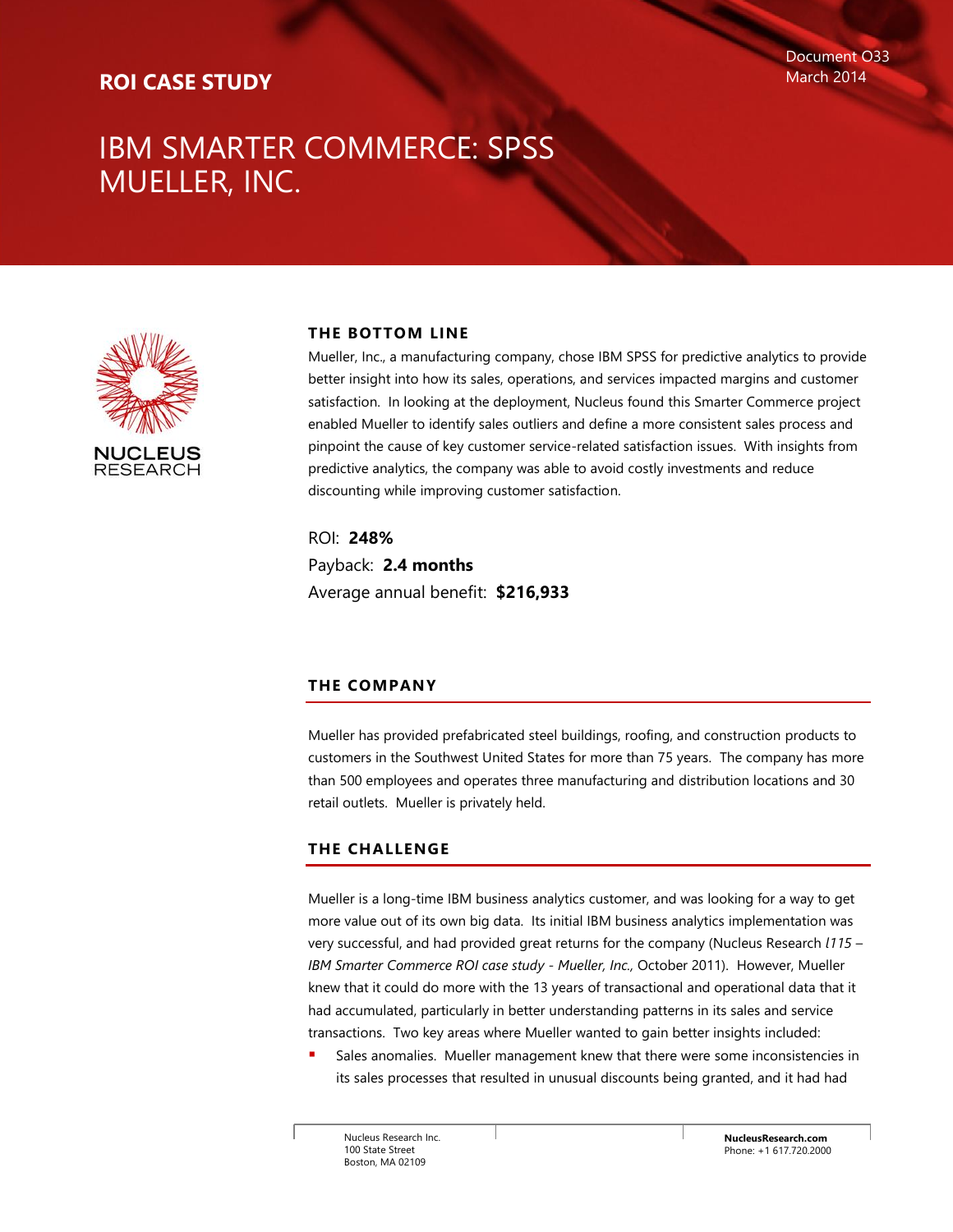**ROI CASE STUDY**

Document O33
March 2014

# IBM SMARTER COMMERCE: SPSS MUELLER, INC.

NUCLEUS RESEARCH

## THE BOTTOM LINE

Mueller, Inc., a manufacturing company, chose IBM SPSS for predictive analytics to provide better insight into how its sales, operations, and services impacted margins and customer satisfaction. In looking at the deployment, Nucleus found this Smarter Commerce project enabled Mueller to identify sales outliers and define a more consistent sales process and pinpoint the cause of key customer service-related satisfaction issues. With insights from predictive analytics, the company was able to avoid costly investments and reduce discounting while improving customer satisfaction.

ROI: **248%**

Payback: **2.4 months**

Average annual benefit: **$216,933**

## THE COMPANY

Mueller has provided prefabricated steel buildings, roofing, and construction products to customers in the Southwest United States for more than 75 years. The company has more than 500 employees and operates three manufacturing and distribution locations and 30 retail outlets. Mueller is privately held.

## THE CHALLENGE

Mueller is a long-time IBM business analytics customer, and was looking for a way to get more value out of its own big data. Its initial IBM business analytics implementation was very successful, and had provided great returns for the company (Nucleus Research *l115 – IBM Smarter Commerce ROI case study - Mueller, Inc.,* October 2011). However, Mueller knew that it could do more with the 13 years of transactional and operational data that it had accumulated, particularly in better understanding patterns in its sales and service transactions. Two key areas where Mueller wanted to gain better insights included:

- Sales anomalies. Mueller management knew that there were some inconsistencies in its sales processes that resulted in unusual discounts being granted, and it had had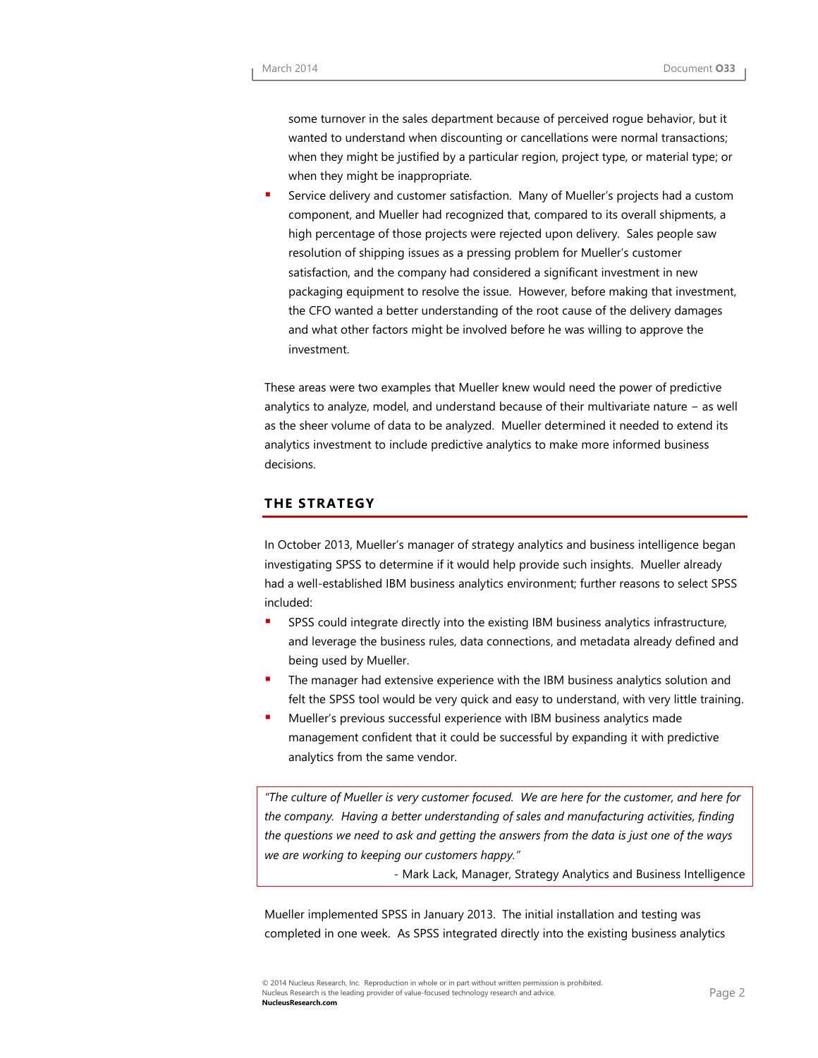some turnover in the sales department because of perceived rogue behavior, but it wanted to understand when discounting or cancellations were normal transactions; when they might be justified by a particular region, project type, or material type; or when they might be inappropriate.

- Service delivery and customer satisfaction. Many of Mueller's projects had a custom component, and Mueller had recognized that, compared to its overall shipments, a high percentage of those projects were rejected upon delivery. Sales people saw resolution of shipping issues as a pressing problem for Mueller's customer satisfaction, and the company had considered a significant investment in new packaging equipment to resolve the issue. However, before making that investment, the CFO wanted a better understanding of the root cause of the delivery damages and what other factors might be involved before he was willing to approve the investment.

These areas were two examples that Mueller knew would need the power of predictive analytics to analyze, model, and understand because of their multivariate nature – as well as the sheer volume of data to be analyzed. Mueller determined it needed to extend its analytics investment to include predictive analytics to make more informed business decisions.

## THE STRATEGY

In October 2013, Mueller's manager of strategy analytics and business intelligence began investigating SPSS to determine if it would help provide such insights. Mueller already had a well-established IBM business analytics environment; further reasons to select SPSS included:

- SPSS could integrate directly into the existing IBM business analytics infrastructure, and leverage the business rules, data connections, and metadata already defined and being used by Mueller.
- The manager had extensive experience with the IBM business analytics solution and felt the SPSS tool would be very quick and easy to understand, with very little training.
- Mueller's previous successful experience with IBM business analytics made management confident that it could be successful by expanding it with predictive analytics from the same vendor.

> *"The culture of Mueller is very customer focused. We are here for the customer, and here for the company. Having a better understanding of sales and manufacturing activities, finding the questions we need to ask and getting the answers from the data is just one of the ways we are working to keeping our customers happy."*
>
> \- Mark Lack, Manager, Strategy Analytics and Business Intelligence

Mueller implemented SPSS in January 2013. The initial installation and testing was completed in one week. As SPSS integrated directly into the existing business analytics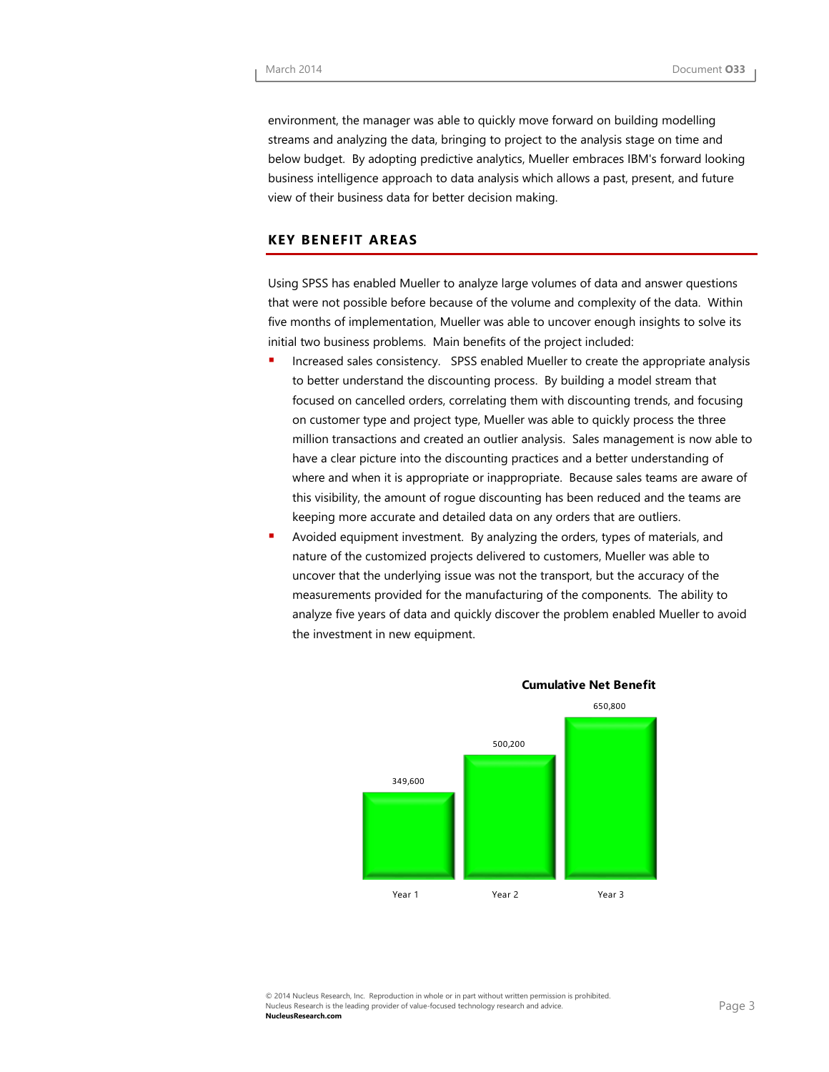environment, the manager was able to quickly move forward on building modelling streams and analyzing the data, bringing to project to the analysis stage on time and below budget. By adopting predictive analytics, Mueller embraces IBM's forward looking business intelligence approach to data analysis which allows a past, present, and future view of their business data for better decision making.

## KEY BENEFIT AREAS

Using SPSS has enabled Mueller to analyze large volumes of data and answer questions that were not possible before because of the volume and complexity of the data. Within five months of implementation, Mueller was able to uncover enough insights to solve its initial two business problems. Main benefits of the project included:

- Increased sales consistency. SPSS enabled Mueller to create the appropriate analysis to better understand the discounting process. By building a model stream that focused on cancelled orders, correlating them with discounting trends, and focusing on customer type and project type, Mueller was able to quickly process the three million transactions and created an outlier analysis. Sales management is now able to have a clear picture into the discounting practices and a better understanding of where and when it is appropriate or inappropriate. Because sales teams are aware of this visibility, the amount of rogue discounting has been reduced and the teams are keeping more accurate and detailed data on any orders that are outliers.
- Avoided equipment investment. By analyzing the orders, types of materials, and nature of the customized projects delivered to customers, Mueller was able to uncover that the underlying issue was not the transport, but the accuracy of the measurements provided for the manufacturing of the components. The ability to analyze five years of data and quickly discover the problem enabled Mueller to avoid the investment in new equipment.

**Cumulative Net Benefit**

| | Year 1 | Year 2 | Year 3 |
|---|---|---|---|
| Cumulative Net Benefit | 349,600 | 500,200 | 650,800 |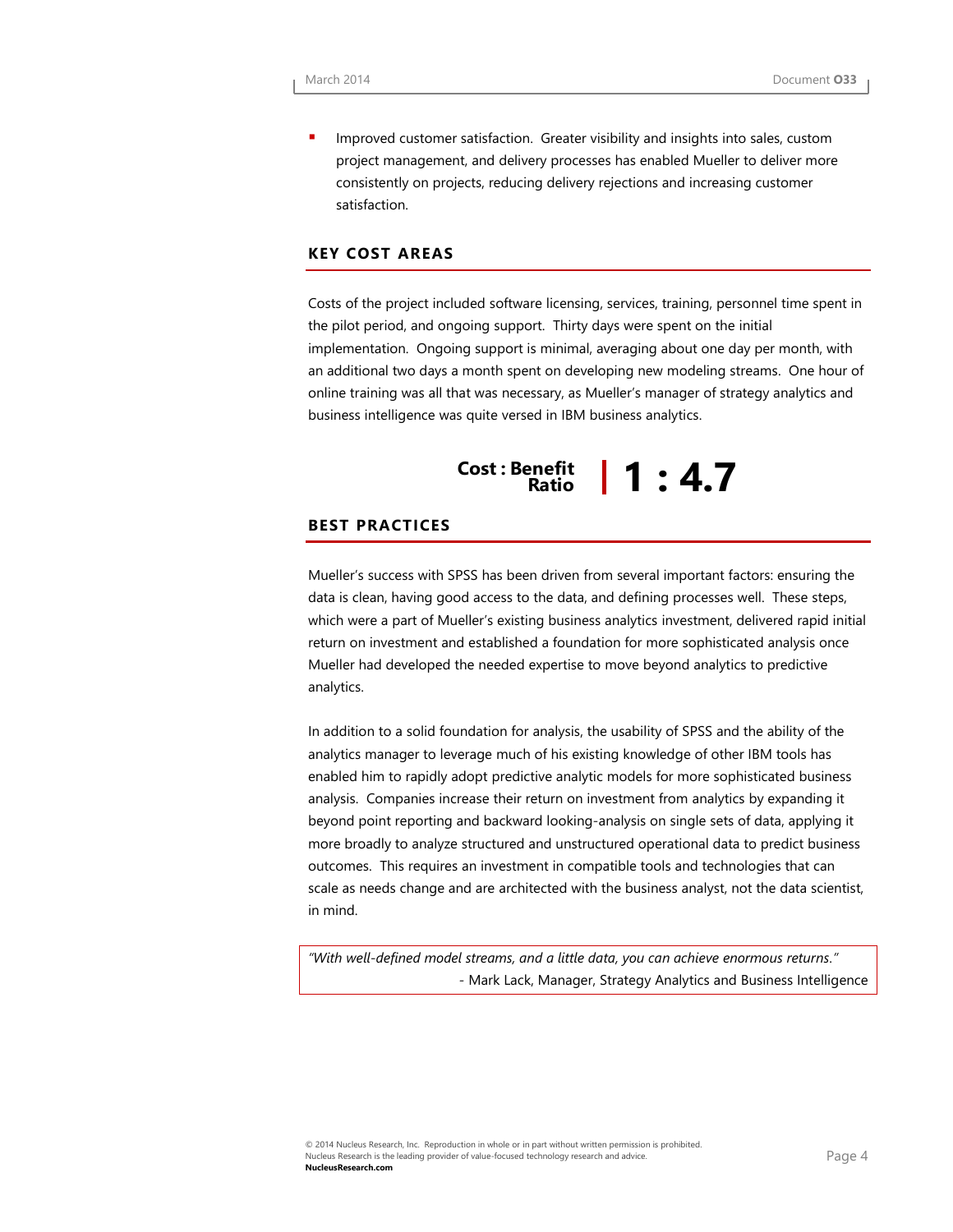- Improved customer satisfaction. Greater visibility and insights into sales, custom project management, and delivery processes has enabled Mueller to deliver more consistently on projects, reducing delivery rejections and increasing customer satisfaction.

## KEY COST AREAS

Costs of the project included software licensing, services, training, personnel time spent in the pilot period, and ongoing support. Thirty days were spent on the initial implementation. Ongoing support is minimal, averaging about one day per month, with an additional two days a month spent on developing new modeling streams. One hour of online training was all that was necessary, as Mueller's manager of strategy analytics and business intelligence was quite versed in IBM business analytics.

**Cost : Benefit Ratio | 1 : 4.7**

## BEST PRACTICES

Mueller's success with SPSS has been driven from several important factors: ensuring the data is clean, having good access to the data, and defining processes well. These steps, which were a part of Mueller's existing business analytics investment, delivered rapid initial return on investment and established a foundation for more sophisticated analysis once Mueller had developed the needed expertise to move beyond analytics to predictive analytics.

In addition to a solid foundation for analysis, the usability of SPSS and the ability of the analytics manager to leverage much of his existing knowledge of other IBM tools has enabled him to rapidly adopt predictive analytic models for more sophisticated business analysis. Companies increase their return on investment from analytics by expanding it beyond point reporting and backward looking-analysis on single sets of data, applying it more broadly to analyze structured and unstructured operational data to predict business outcomes. This requires an investment in compatible tools and technologies that can scale as needs change and are architected with the business analyst, not the data scientist, in mind.

> *"With well-defined model streams, and a little data, you can achieve enormous returns."*
>
> \- Mark Lack, Manager, Strategy Analytics and Business Intelligence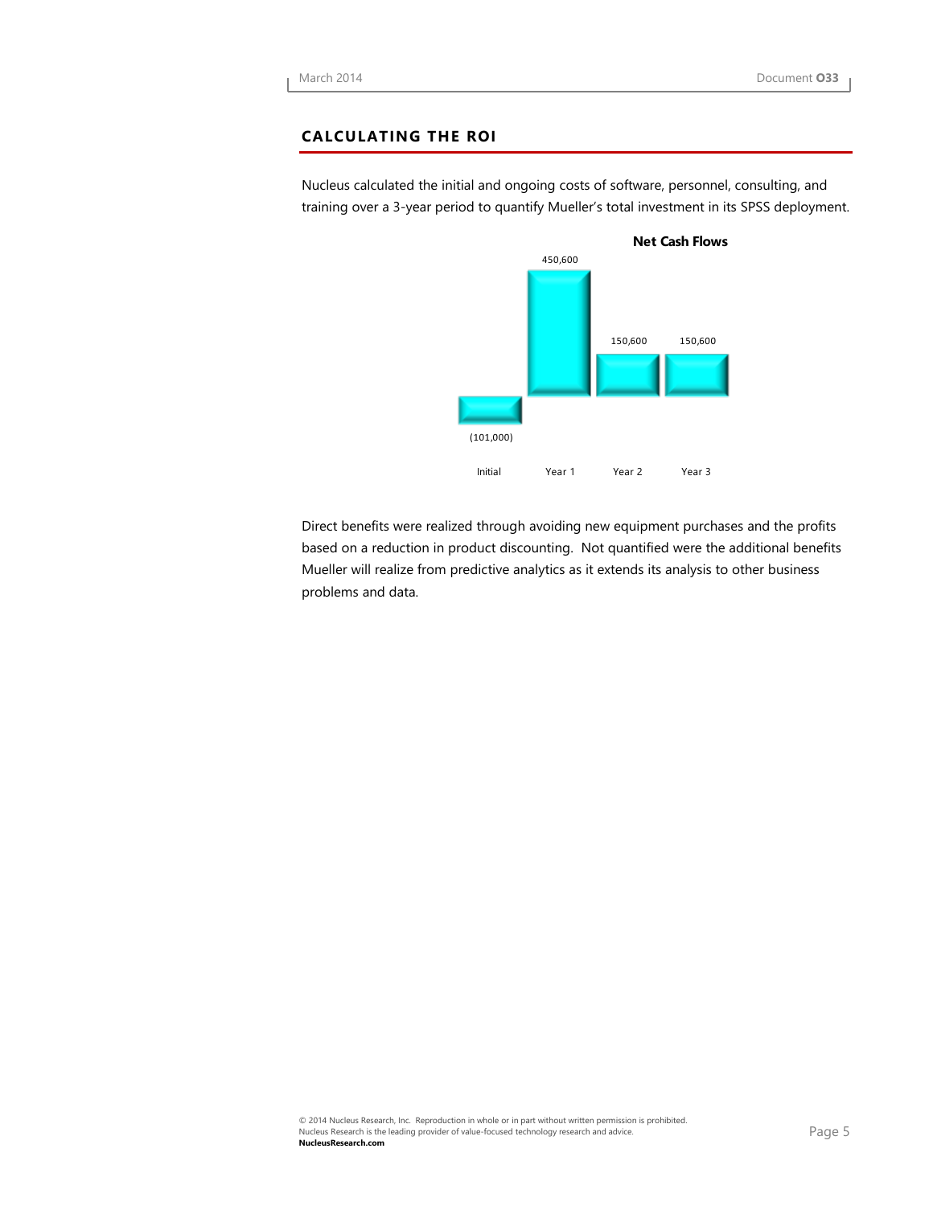## CALCULATING THE ROI

Nucleus calculated the initial and ongoing costs of software, personnel, consulting, and training over a 3-year period to quantify Mueller's total investment in its SPSS deployment.

**Net Cash Flows**

| Initial | Year 1 | Year 2 | Year 3 |
|---|---|---|---|
| (101,000) | 450,600 | 150,600 | 150,600 |

Direct benefits were realized through avoiding new equipment purchases and the profits based on a reduction in product discounting. Not quantified were the additional benefits Mueller will realize from predictive analytics as it extends its analysis to other business problems and data.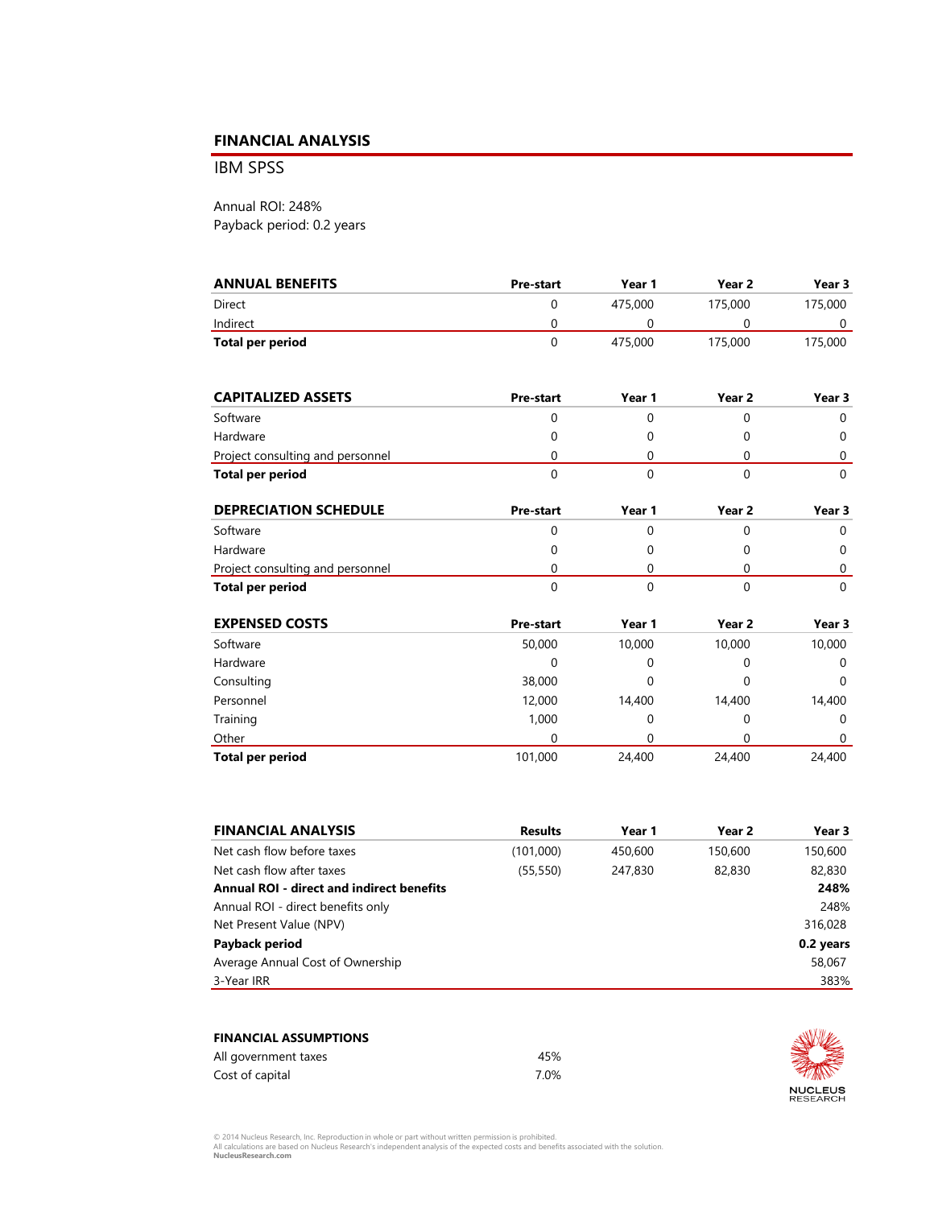## FINANCIAL ANALYSIS

IBM SPSS

Annual ROI: 248%
Payback period: 0.2 years

| ANNUAL BENEFITS | Pre-start | Year 1 | Year 2 | Year 3 |
|---|---|---|---|---|
| Direct | 0 | 475,000 | 175,000 | 175,000 |
| Indirect | 0 | 0 | 0 | 0 |
| **Total per period** | 0 | 475,000 | 175,000 | 175,000 |

| CAPITALIZED ASSETS | Pre-start | Year 1 | Year 2 | Year 3 |
|---|---|---|---|---|
| Software | 0 | 0 | 0 | 0 |
| Hardware | 0 | 0 | 0 | 0 |
| Project consulting and personnel | 0 | 0 | 0 | 0 |
| **Total per period** | 0 | 0 | 0 | 0 |

| DEPRECIATION SCHEDULE | Pre-start | Year 1 | Year 2 | Year 3 |
|---|---|---|---|---|
| Software | 0 | 0 | 0 | 0 |
| Hardware | 0 | 0 | 0 | 0 |
| Project consulting and personnel | 0 | 0 | 0 | 0 |
| **Total per period** | 0 | 0 | 0 | 0 |

| EXPENSED COSTS | Pre-start | Year 1 | Year 2 | Year 3 |
|---|---|---|---|---|
| Software | 50,000 | 10,000 | 10,000 | 10,000 |
| Hardware | 0 | 0 | 0 | 0 |
| Consulting | 38,000 | 0 | 0 | 0 |
| Personnel | 12,000 | 14,400 | 14,400 | 14,400 |
| Training | 1,000 | 0 | 0 | 0 |
| Other | 0 | 0 | 0 | 0 |
| **Total per period** | 101,000 | 24,400 | 24,400 | 24,400 |

| FINANCIAL ANALYSIS | Results | Year 1 | Year 2 | Year 3 |
|---|---|---|---|---|
| Net cash flow before taxes | (101,000) | 450,600 | 150,600 | 150,600 |
| Net cash flow after taxes | (55,550) | 247,830 | 82,830 | 82,830 |
| **Annual ROI - direct and indirect benefits** | | | | **248%** |
| Annual ROI - direct benefits only | | | | 248% |
| Net Present Value (NPV) | | | | 316,028 |
| **Payback period** | | | | **0.2 years** |
| Average Annual Cost of Ownership | | | | 58,067 |
| 3-Year IRR | | | | 383% |

**FINANCIAL ASSUMPTIONS**

| | |
|---|---|
| All government taxes | 45% |
| Cost of capital | 7.0% |

© 2014 Nucleus Research, Inc. Reproduction in whole or part without written permission is prohibited.
All calculations are based on Nucleus Research's independent analysis of the expected costs and benefits associated with the solution.
**NucleusResearch.com**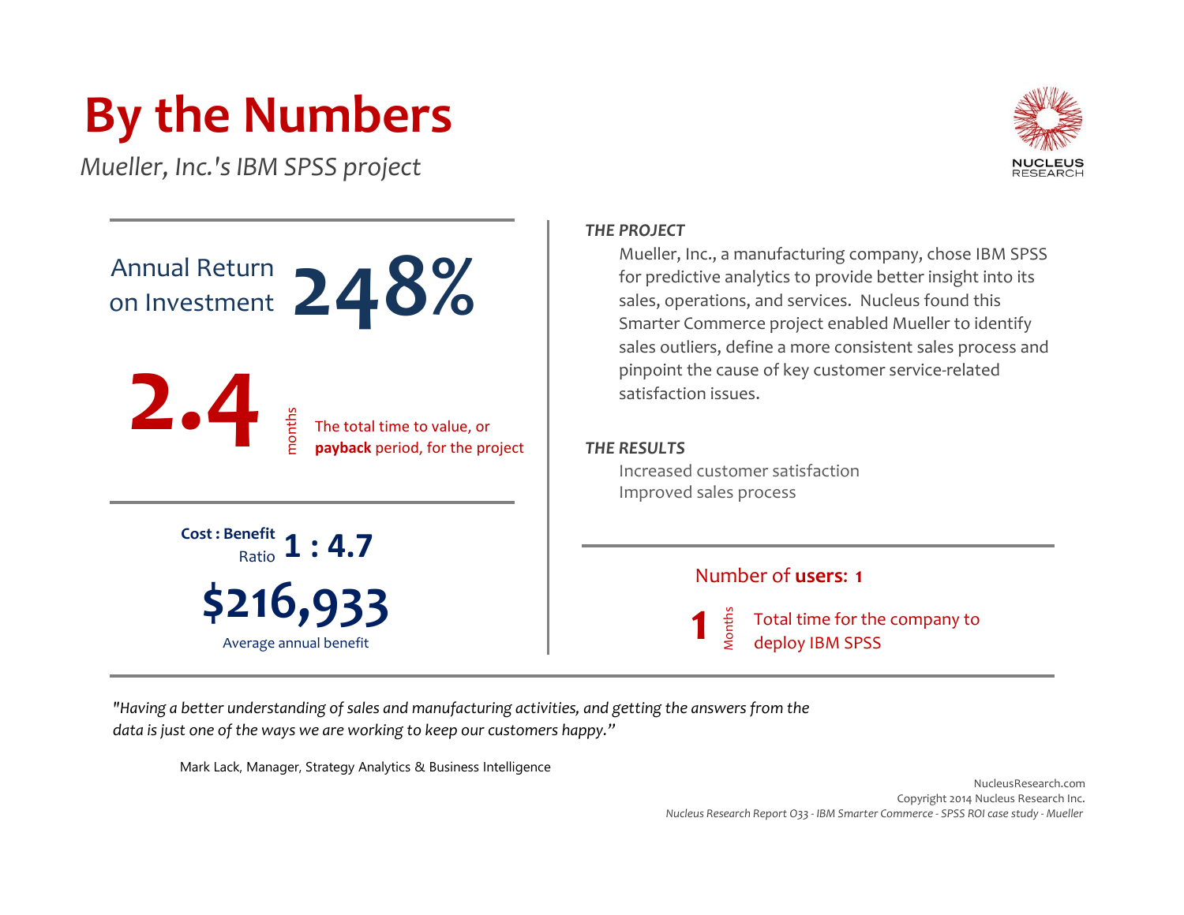# By the Numbers

*Mueller, Inc.'s IBM SPSS project*

Annual Return on Investment **248%**

**2.4** months — The total time to value, or **payback** period, for the project

**Cost : Benefit Ratio** **1 : 4.7**

**$216,933**

Average annual benefit

***THE PROJECT***

Mueller, Inc., a manufacturing company, chose IBM SPSS for predictive analytics to provide better insight into its sales, operations, and services. Nucleus found this Smarter Commerce project enabled Mueller to identify sales outliers, define a more consistent sales process and pinpoint the cause of key customer service-related satisfaction issues.

***THE RESULTS***

Increased customer satisfaction
Improved sales process

Number of **users: 1**

**1** Months — Total time for the company to deploy IBM SPSS

*"Having a better understanding of sales and manufacturing activities, and getting the answers from the data is just one of the ways we are working to keep our customers happy."*

Mark Lack, Manager, Strategy Analytics & Business Intelligence

NucleusResearch.com
Copyright 2014 Nucleus Research Inc.
*Nucleus Research Report O33 - IBM Smarter Commerce - SPSS ROI case study - Mueller*